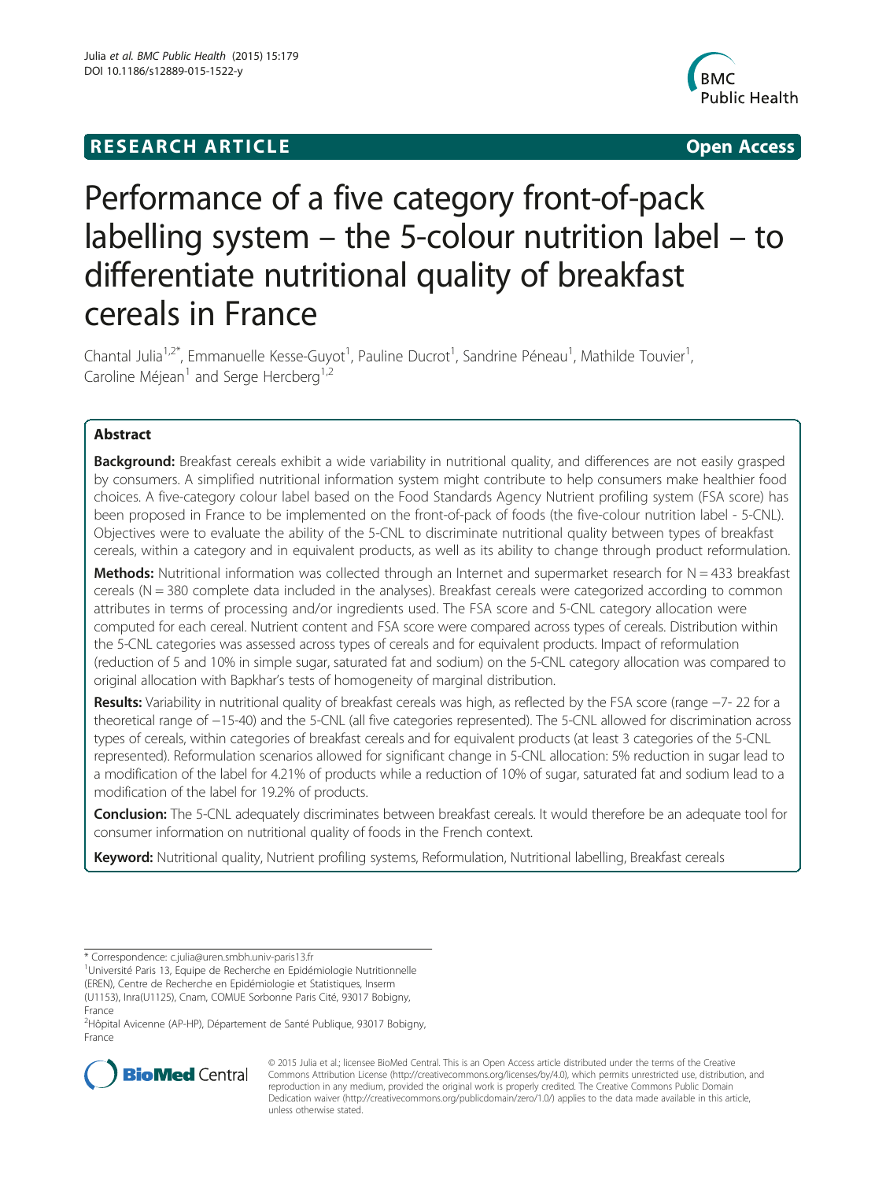RESEARCH ARTICLE Open Access

# Performance of a five category front-of-pack labelling system – the 5-colour nutrition label – to differentiate nutritional quality of breakfast cereals in France

Chantal Julia[1,2*], Emmanuelle Kesse-Guyot[1], Pauline Ducrot[1], Sandrine Péneau[1], Mathilde Touvier[1], Caroline Méjean[1] and Serge Hercberg[1,2]

## Abstract

**Background:** Breakfast cereals exhibit a wide variability in nutritional quality, and differences are not easily grasped by consumers. A simplified nutritional information system might contribute to help consumers make healthier food choices. A five-category colour label based on the Food Standards Agency Nutrient profiling system (FSA score) has been proposed in France to be implemented on the front-of-pack of foods (the five-colour nutrition label - 5-CNL). Objectives were to evaluate the ability of the 5-CNL to discriminate nutritional quality between types of breakfast cereals, within a category and in equivalent products, as well as its ability to change through product reformulation.

**Methods:** Nutritional information was collected through an Internet and supermarket research for N = 433 breakfast cereals (N = 380 complete data included in the analyses). Breakfast cereals were categorized according to common attributes in terms of processing and/or ingredients used. The FSA score and 5-CNL category allocation were computed for each cereal. Nutrient content and FSA score were compared across types of cereals. Distribution within the 5-CNL categories was assessed across types of cereals and for equivalent products. Impact of reformulation (reduction of 5 and 10% in simple sugar, saturated fat and sodium) on the 5-CNL category allocation was compared to original allocation with Bapkhar's tests of homogeneity of marginal distribution.

**Results:** Variability in nutritional quality of breakfast cereals was high, as reflected by the FSA score (range −7- 22 for a theoretical range of −15-40) and the 5-CNL (all five categories represented). The 5-CNL allowed for discrimination across types of cereals, within categories of breakfast cereals and for equivalent products (at least 3 categories of the 5-CNL represented). Reformulation scenarios allowed for significant change in 5-CNL allocation: 5% reduction in sugar lead to a modification of the label for 4.21% of products while a reduction of 10% of sugar, saturated fat and sodium lead to a modification of the label for 19.2% of products.

**Conclusion:** The 5-CNL adequately discriminates between breakfast cereals. It would therefore be an adequate tool for consumer information on nutritional quality of foods in the French context.

**Keyword:** Nutritional quality, Nutrient profiling systems, Reformulation, Nutritional labelling, Breakfast cereals

\* Correspondence: c.julia@uren.smbh.univ-paris13.fr
[1]Université Paris 13, Equipe de Recherche en Epidémiologie Nutritionnelle (EREN), Centre de Recherche en Epidémiologie et Statistiques, Inserm (U1153), Inra(U1125), Cnam, COMUE Sorbonne Paris Cité, 93017 Bobigny, France
[2]Hôpital Avicenne (AP-HP), Département de Santé Publique, 93017 Bobigny, France

© 2015 Julia et al.; licensee BioMed Central. This is an Open Access article distributed under the terms of the Creative Commons Attribution License (http://creativecommons.org/licenses/by/4.0), which permits unrestricted use, distribution, and reproduction in any medium, provided the original work is properly credited. The Creative Commons Public Domain Dedication waiver (http://creativecommons.org/publicdomain/zero/1.0/) applies to the data made available in this article, unless otherwise stated.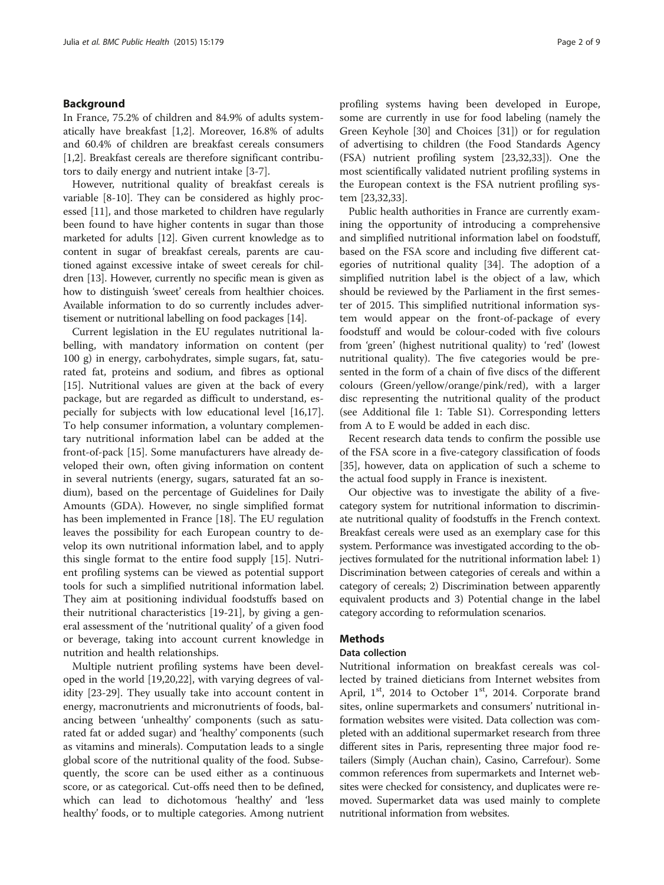## Background

In France, 75.2% of children and 84.9% of adults systematically have breakfast [1,2]. Moreover, 16.8% of adults and 60.4% of children are breakfast cereals consumers [1,2]. Breakfast cereals are therefore significant contributors to daily energy and nutrient intake [3-7].

However, nutritional quality of breakfast cereals is variable [8-10]. They can be considered as highly processed [11], and those marketed to children have regularly been found to have higher contents in sugar than those marketed for adults [12]. Given current knowledge as to content in sugar of breakfast cereals, parents are cautioned against excessive intake of sweet cereals for children [13]. However, currently no specific mean is given as how to distinguish 'sweet' cereals from healthier choices. Available information to do so currently includes advertisement or nutritional labelling on food packages [14].

Current legislation in the EU regulates nutritional labelling, with mandatory information on content (per 100 g) in energy, carbohydrates, simple sugars, fat, saturated fat, proteins and sodium, and fibres as optional [15]. Nutritional values are given at the back of every package, but are regarded as difficult to understand, especially for subjects with low educational level [16,17]. To help consumer information, a voluntary complementary nutritional information label can be added at the front-of-pack [15]. Some manufacturers have already developed their own, often giving information on content in several nutrients (energy, sugars, saturated fat an sodium), based on the percentage of Guidelines for Daily Amounts (GDA). However, no single simplified format has been implemented in France [18]. The EU regulation leaves the possibility for each European country to develop its own nutritional information label, and to apply this single format to the entire food supply [15]. Nutrient profiling systems can be viewed as potential support tools for such a simplified nutritional information label. They aim at positioning individual foodstuffs based on their nutritional characteristics [19-21], by giving a general assessment of the 'nutritional quality' of a given food or beverage, taking into account current knowledge in nutrition and health relationships.

Multiple nutrient profiling systems have been developed in the world [19,20,22], with varying degrees of validity [23-29]. They usually take into account content in energy, macronutrients and micronutrients of foods, balancing between 'unhealthy' components (such as saturated fat or added sugar) and 'healthy' components (such as vitamins and minerals). Computation leads to a single global score of the nutritional quality of the food. Subsequently, the score can be used either as a continuous score, or as categorical. Cut-offs need then to be defined, which can lead to dichotomous 'healthy' and 'less healthy' foods, or to multiple categories. Among nutrient profiling systems having been developed in Europe, some are currently in use for food labeling (namely the Green Keyhole [30] and Choices [31]) or for regulation of advertising to children (the Food Standards Agency (FSA) nutrient profiling system [23,32,33]). One the most scientifically validated nutrient profiling systems in the European context is the FSA nutrient profiling system [23,32,33].

Public health authorities in France are currently examining the opportunity of introducing a comprehensive and simplified nutritional information label on foodstuff, based on the FSA score and including five different categories of nutritional quality [34]. The adoption of a simplified nutrition label is the object of a law, which should be reviewed by the Parliament in the first semester of 2015. This simplified nutritional information system would appear on the front-of-package of every foodstuff and would be colour-coded with five colours from 'green' (highest nutritional quality) to 'red' (lowest nutritional quality). The five categories would be presented in the form of a chain of five discs of the different colours (Green/yellow/orange/pink/red), with a larger disc representing the nutritional quality of the product (see Additional file 1: Table S1). Corresponding letters from A to E would be added in each disc.

Recent research data tends to confirm the possible use of the FSA score in a five-category classification of foods [35], however, data on application of such a scheme to the actual food supply in France is inexistent.

Our objective was to investigate the ability of a five-category system for nutritional information to discriminate nutritional quality of foodstuffs in the French context. Breakfast cereals were used as an exemplary case for this system. Performance was investigated according to the objectives formulated for the nutritional information label: 1) Discrimination between categories of cereals and within a category of cereals; 2) Discrimination between apparently equivalent products and 3) Potential change in the label category according to reformulation scenarios.

## Methods

### Data collection

Nutritional information on breakfast cereals was collected by trained dieticians from Internet websites from April, 1st, 2014 to October 1st, 2014. Corporate brand sites, online supermarkets and consumers' nutritional information websites were visited. Data collection was completed with an additional supermarket research from three different sites in Paris, representing three major food retailers (Simply (Auchan chain), Casino, Carrefour). Some common references from supermarkets and Internet websites were checked for consistency, and duplicates were removed. Supermarket data was used mainly to complete nutritional information from websites.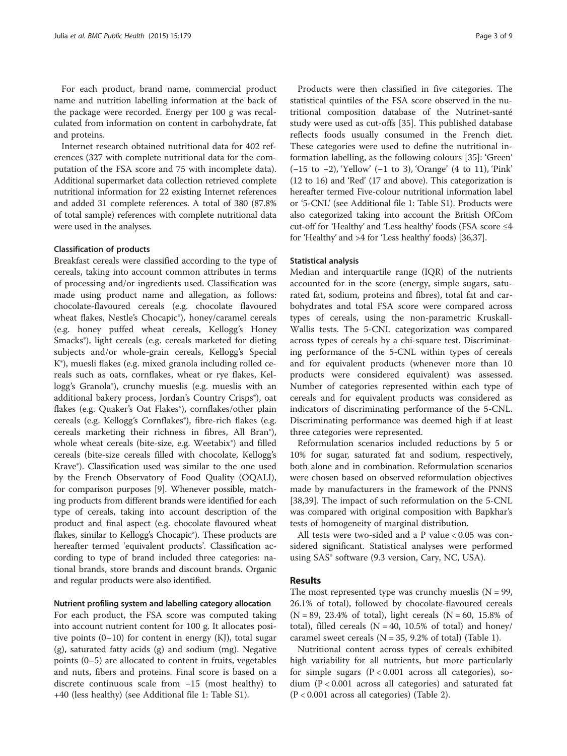For each product, brand name, commercial product name and nutrition labelling information at the back of the package were recorded. Energy per 100 g was recalculated from information on content in carbohydrate, fat and proteins.

Internet research obtained nutritional data for 402 references (327 with complete nutritional data for the computation of the FSA score and 75 with incomplete data). Additional supermarket data collection retrieved complete nutritional information for 22 existing Internet references and added 31 complete references. A total of 380 (87.8% of total sample) references with complete nutritional data were used in the analyses.

### Classification of products

Breakfast cereals were classified according to the type of cereals, taking into account common attributes in terms of processing and/or ingredients used. Classification was made using product name and allegation, as follows: chocolate-flavoured cereals (e.g. chocolate flavoured wheat flakes, Nestle's Chocapic®), honey/caramel cereals (e.g. honey puffed wheat cereals, Kellogg's Honey Smacks®), light cereals (e.g. cereals marketed for dieting subjects and/or whole-grain cereals, Kellogg's Special K®), muesli flakes (e.g. mixed granola including rolled cereals such as oats, cornflakes, wheat or rye flakes, Kellogg's Granola®), crunchy mueslis (e.g. mueslis with an additional bakery process, Jordan's Country Crisps®), oat flakes (e.g. Quaker's Oat Flakes®), cornflakes/other plain cereals (e.g. Kellogg's Cornflakes®), fibre-rich flakes (e.g. cereals marketing their richness in fibres, All Bran®), whole wheat cereals (bite-size, e.g. Weetabix®) and filled cereals (bite-size cereals filled with chocolate, Kellogg's Krave®). Classification used was similar to the one used by the French Observatory of Food Quality (OQALI), for comparison purposes [9]. Whenever possible, matching products from different brands were identified for each type of cereals, taking into account description of the product and final aspect (e.g. chocolate flavoured wheat flakes, similar to Kellogg's Chocapic®). These products are hereafter termed 'equivalent products'. Classification according to type of brand included three categories: national brands, store brands and discount brands. Organic and regular products were also identified.

### Nutrient profiling system and labelling category allocation

For each product, the FSA score was computed taking into account nutrient content for 100 g. It allocates positive points (0–10) for content in energy (KJ), total sugar (g), saturated fatty acids (g) and sodium (mg). Negative points (0–5) are allocated to content in fruits, vegetables and nuts, fibers and proteins. Final score is based on a discrete continuous scale from −15 (most healthy) to +40 (less healthy) (see Additional file 1: Table S1).

Products were then classified in five categories. The statistical quintiles of the FSA score observed in the nutritional composition database of the Nutrinet-santé study were used as cut-offs [35]. This published database reflects foods usually consumed in the French diet. These categories were used to define the nutritional information labelling, as the following colours [35]: 'Green' (−15 to −2), 'Yellow' (−1 to 3), 'Orange' (4 to 11), 'Pink' (12 to 16) and 'Red' (17 and above). This categorization is hereafter termed Five-colour nutritional information label or '5-CNL' (see Additional file 1: Table S1). Products were also categorized taking into account the British OfCom cut-off for 'Healthy' and 'Less healthy' foods (FSA score ≤4 for 'Healthy' and >4 for 'Less healthy' foods) [36,37].

### Statistical analysis

Median and interquartile range (IQR) of the nutrients accounted for in the score (energy, simple sugars, saturated fat, sodium, proteins and fibres), total fat and carbohydrates and total FSA score were compared across types of cereals, using the non-parametric Kruskall-Wallis tests. The 5-CNL categorization was compared across types of cereals by a chi-square test. Discriminating performance of the 5-CNL within types of cereals and for equivalent products (whenever more than 10 products were considered equivalent) was assessed. Number of categories represented within each type of cereals and for equivalent products was considered as indicators of discriminating performance of the 5-CNL. Discriminating performance was deemed high if at least three categories were represented.

Reformulation scenarios included reductions by 5 or 10% for sugar, saturated fat and sodium, respectively, both alone and in combination. Reformulation scenarios were chosen based on observed reformulation objectives made by manufacturers in the framework of the PNNS [38,39]. The impact of such reformulation on the 5-CNL was compared with original composition with Bapkhar's tests of homogeneity of marginal distribution.

All tests were two-sided and a P value < 0.05 was considered significant. Statistical analyses were performed using SAS® software (9.3 version, Cary, NC, USA).

## Results

The most represented type was crunchy mueslis (N = 99, 26.1% of total), followed by chocolate-flavoured cereals (N = 89, 23.4% of total), light cereals (N = 60, 15.8% of total), filled cereals (N = 40, 10.5% of total) and honey/caramel sweet cereals (N = 35, 9.2% of total) (Table 1).

Nutritional content across types of cereals exhibited high variability for all nutrients, but more particularly for simple sugars (P < 0.001 across all categories), sodium (P < 0.001 across all categories) and saturated fat (P < 0.001 across all categories) (Table 2).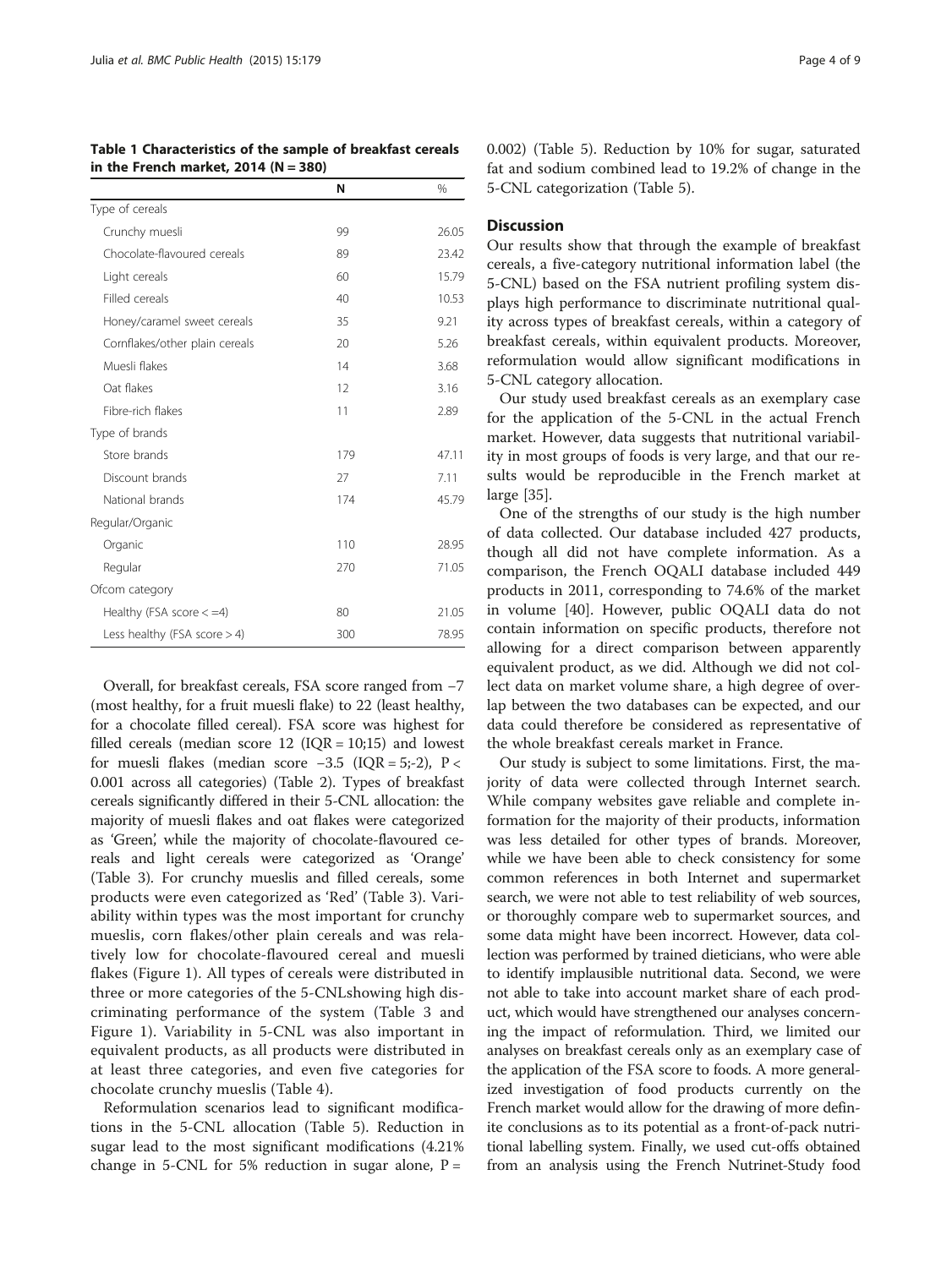**Table 1 Characteristics of the sample of breakfast cereals in the French market, 2014 (N = 380)**

| | N | % |
|---|---|---|
| Type of cereals | | |
| Crunchy muesli | 99 | 26.05 |
| Chocolate-flavoured cereals | 89 | 23.42 |
| Light cereals | 60 | 15.79 |
| Filled cereals | 40 | 10.53 |
| Honey/caramel sweet cereals | 35 | 9.21 |
| Cornflakes/other plain cereals | 20 | 5.26 |
| Muesli flakes | 14 | 3.68 |
| Oat flakes | 12 | 3.16 |
| Fibre-rich flakes | 11 | 2.89 |
| Type of brands | | |
| Store brands | 179 | 47.11 |
| Discount brands | 27 | 7.11 |
| National brands | 174 | 45.79 |
| Regular/Organic | | |
| Organic | 110 | 28.95 |
| Regular | 270 | 71.05 |
| Ofcom category | | |
| Healthy (FSA score < =4) | 80 | 21.05 |
| Less healthy (FSA score > 4) | 300 | 78.95 |

Overall, for breakfast cereals, FSA score ranged from −7 (most healthy, for a fruit muesli flake) to 22 (least healthy, for a chocolate filled cereal). FSA score was highest for filled cereals (median score 12 (IQR = 10;15) and lowest for muesli flakes (median score −3.5 (IQR = 5;-2), $P < 0.001$ across all categories) (Table 2). Types of breakfast cereals significantly differed in their 5-CNL allocation: the majority of muesli flakes and oat flakes were categorized as 'Green', while the majority of chocolate-flavoured cereals and light cereals were categorized as 'Orange' (Table 3). For crunchy mueslis and filled cereals, some products were even categorized as 'Red' (Table 3). Variability within types was the most important for crunchy mueslis, corn flakes/other plain cereals and was relatively low for chocolate-flavoured cereal and muesli flakes (Figure 1). All types of cereals were distributed in three or more categories of the 5-CNLshowing high discriminating performance of the system (Table 3 and Figure 1). Variability in 5-CNL was also important in equivalent products, as all products were distributed in at least three categories, and even five categories for chocolate crunchy mueslis (Table 4).

Reformulation scenarios lead to significant modifications in the 5-CNL allocation (Table 5). Reduction in sugar lead to the most significant modifications (4.21% change in 5-CNL for 5% reduction in sugar alone, $P = 0.002$) (Table 5). Reduction by 10% for sugar, saturated fat and sodium combined lead to 19.2% of change in the 5-CNL categorization (Table 5).

## Discussion

Our results show that through the example of breakfast cereals, a five-category nutritional information label (the 5-CNL) based on the FSA nutrient profiling system displays high performance to discriminate nutritional quality across types of breakfast cereals, within a category of breakfast cereals, within equivalent products. Moreover, reformulation would allow significant modifications in 5-CNL category allocation.

Our study used breakfast cereals as an exemplary case for the application of the 5-CNL in the actual French market. However, data suggests that nutritional variability in most groups of foods is very large, and that our results would be reproducible in the French market at large [35].

One of the strengths of our study is the high number of data collected. Our database included 427 products, though all did not have complete information. As a comparison, the French OQALI database included 449 products in 2011, corresponding to 74.6% of the market in volume [40]. However, public OQALI data do not contain information on specific products, therefore not allowing for a direct comparison between apparently equivalent product, as we did. Although we did not collect data on market volume share, a high degree of overlap between the two databases can be expected, and our data could therefore be considered as representative of the whole breakfast cereals market in France.

Our study is subject to some limitations. First, the majority of data were collected through Internet search. While company websites gave reliable and complete information for the majority of their products, information was less detailed for other types of brands. Moreover, while we have been able to check consistency for some common references in both Internet and supermarket search, we were not able to test reliability of web sources, or thoroughly compare web to supermarket sources, and some data might have been incorrect. However, data collection was performed by trained dieticians, who were able to identify implausible nutritional data. Second, we were not able to take into account market share of each product, which would have strengthened our analyses concerning the impact of reformulation. Third, we limited our analyses on breakfast cereals only as an exemplary case of the application of the FSA score to foods. A more generalized investigation of food products currently on the French market would allow for the drawing of more definite conclusions as to its potential as a front-of-pack nutritional labelling system. Finally, we used cut-offs obtained from an analysis using the French Nutrinet-Study food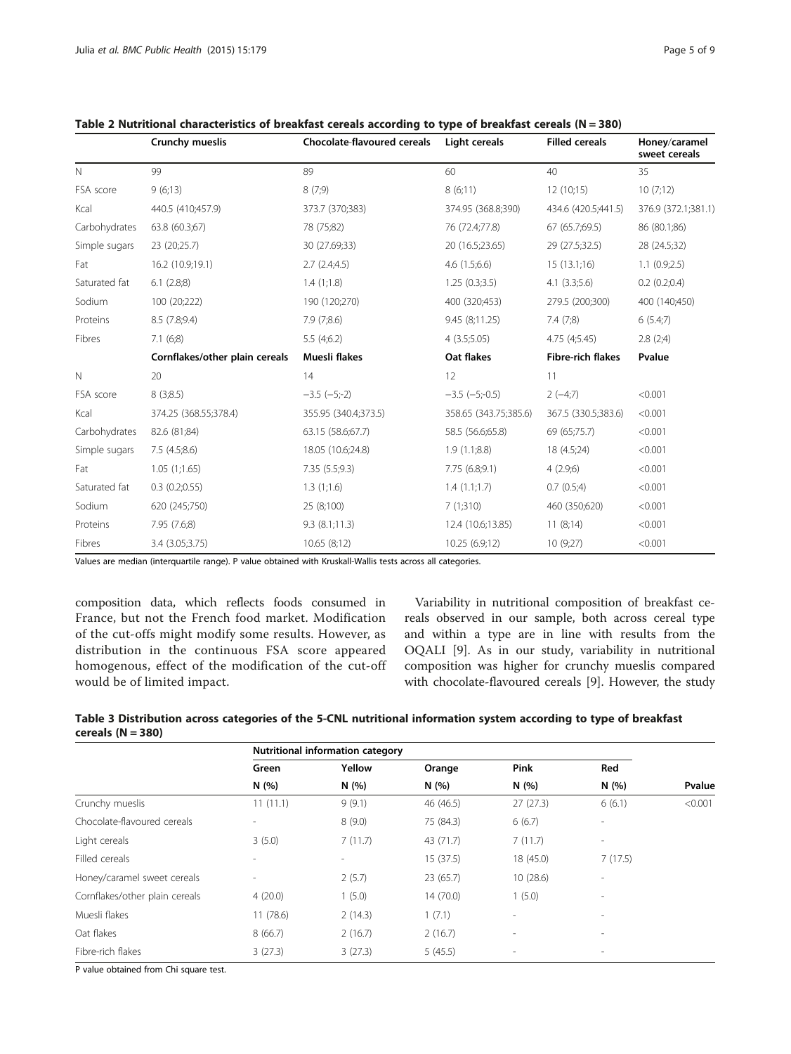**Table 2 Nutritional characteristics of breakfast cereals according to type of breakfast cereals (N = 380)**

| | Crunchy mueslis | Chocolate-flavoured cereals | Light cereals | Filled cereals | Honey/caramel sweet cereals |
|---|---|---|---|---|---|
| N | 99 | 89 | 60 | 40 | 35 |
| FSA score | 9 (6;13) | 8 (7;9) | 8 (6;11) | 12 (10;15) | 10 (7;12) |
| Kcal | 440.5 (410;457.9) | 373.7 (370;383) | 374.95 (368.8;390) | 434.6 (420.5;441.5) | 376.9 (372.1;381.1) |
| Carbohydrates | 63.8 (60.3;67) | 78 (75;82) | 76 (72.4;77.8) | 67 (65.7;69.5) | 86 (80.1;86) |
| Simple sugars | 23 (20;25.7) | 30 (27.69;33) | 20 (16.5;23.65) | 29 (27.5;32.5) | 28 (24.5;32) |
| Fat | 16.2 (10.9;19.1) | 2.7 (2.4;4.5) | 4.6 (1.5;6.6) | 15 (13.1;16) | 1.1 (0.9;2.5) |
| Saturated fat | 6.1 (2.8;8) | 1.4 (1;1.8) | 1.25 (0.3;3.5) | 4.1 (3.3;5.6) | 0.2 (0.2;0.4) |
| Sodium | 100 (20;222) | 190 (120;270) | 400 (320;453) | 279.5 (200;300) | 400 (140;450) |
| Proteins | 8.5 (7.8;9.4) | 7.9 (7;8.6) | 9.45 (8;11.25) | 7.4 (7;8) | 6 (5.4;7) |
| Fibres | 7.1 (6;8) | 5.5 (4;6.2) | 4 (3.5;5.05) | 4.75 (4;5.45) | 2.8 (2;4) |
| | **Cornflakes/other plain cereals** | **Muesli flakes** | **Oat flakes** | **Fibre-rich flakes** | **Pvalue** |
| N | 20 | 14 | 12 | 11 | |
| FSA score | 8 (3;8.5) | −3.5 (−5;-2) | −3.5 (−5;-0.5) | 2 (−4;7) | <0.001 |
| Kcal | 374.25 (368.55;378.4) | 355.95 (340.4;373.5) | 358.65 (343.75;385.6) | 367.5 (330.5;383.6) | <0.001 |
| Carbohydrates | 82.6 (81;84) | 63.15 (58.6;67.7) | 58.5 (56.6;65.8) | 69 (65;75.7) | <0.001 |
| Simple sugars | 7.5 (4.5;8.6) | 18.05 (10.6;24.8) | 1.9 (1.1;8.8) | 18 (4.5;24) | <0.001 |
| Fat | 1.05 (1;1.65) | 7.35 (5.5;9.3) | 7.75 (6.8;9.1) | 4 (2.9;6) | <0.001 |
| Saturated fat | 0.3 (0.2;0.55) | 1.3 (1;1.6) | 1.4 (1.1;1.7) | 0.7 (0.5;4) | <0.001 |
| Sodium | 620 (245;750) | 25 (8;100) | 7 (1;310) | 460 (350;620) | <0.001 |
| Proteins | 7.95 (7.6;8) | 9.3 (8.1;11.3) | 12.4 (10.6;13.85) | 11 (8;14) | <0.001 |
| Fibres | 3.4 (3.05;3.75) | 10.65 (8;12) | 10.25 (6.9;12) | 10 (9;27) | <0.001 |

Values are median (interquartile range). P value obtained with Kruskall-Wallis tests across all categories.

composition data, which reflects foods consumed in France, but not the French food market. Modification of the cut-offs might modify some results. However, as distribution in the continuous FSA score appeared homogenous, effect of the modification of the cut-off would be of limited impact.

Variability in nutritional composition of breakfast cereals observed in our sample, both across cereal type and within a type are in line with results from the OQALI [9]. As in our study, variability in nutritional composition was higher for crunchy mueslis compared with chocolate-flavoured cereals [9]. However, the study

**Table 3 Distribution across categories of the 5-CNL nutritional information system according to type of breakfast cereals (N = 380)**

| | Nutritional information category | | | | | |
|---|---|---|---|---|---|---|
| | Green | Yellow | Orange | Pink | Red | |
| | N (%) | N (%) | N (%) | N (%) | N (%) | Pvalue |
| Crunchy mueslis | 11 (11.1) | 9 (9.1) | 46 (46.5) | 27 (27.3) | 6 (6.1) | <0.001 |
| Chocolate-flavoured cereals | - | 8 (9.0) | 75 (84.3) | 6 (6.7) | - | |
| Light cereals | 3 (5.0) | 7 (11.7) | 43 (71.7) | 7 (11.7) | - | |
| Filled cereals | - | - | 15 (37.5) | 18 (45.0) | 7 (17.5) | |
| Honey/caramel sweet cereals | - | 2 (5.7) | 23 (65.7) | 10 (28.6) | - | |
| Cornflakes/other plain cereals | 4 (20.0) | 1 (5.0) | 14 (70.0) | 1 (5.0) | - | |
| Muesli flakes | 11 (78.6) | 2 (14.3) | 1 (7.1) | - | - | |
| Oat flakes | 8 (66.7) | 2 (16.7) | 2 (16.7) | - | - | |
| Fibre-rich flakes | 3 (27.3) | 3 (27.3) | 5 (45.5) | - | - | |

P value obtained from Chi square test.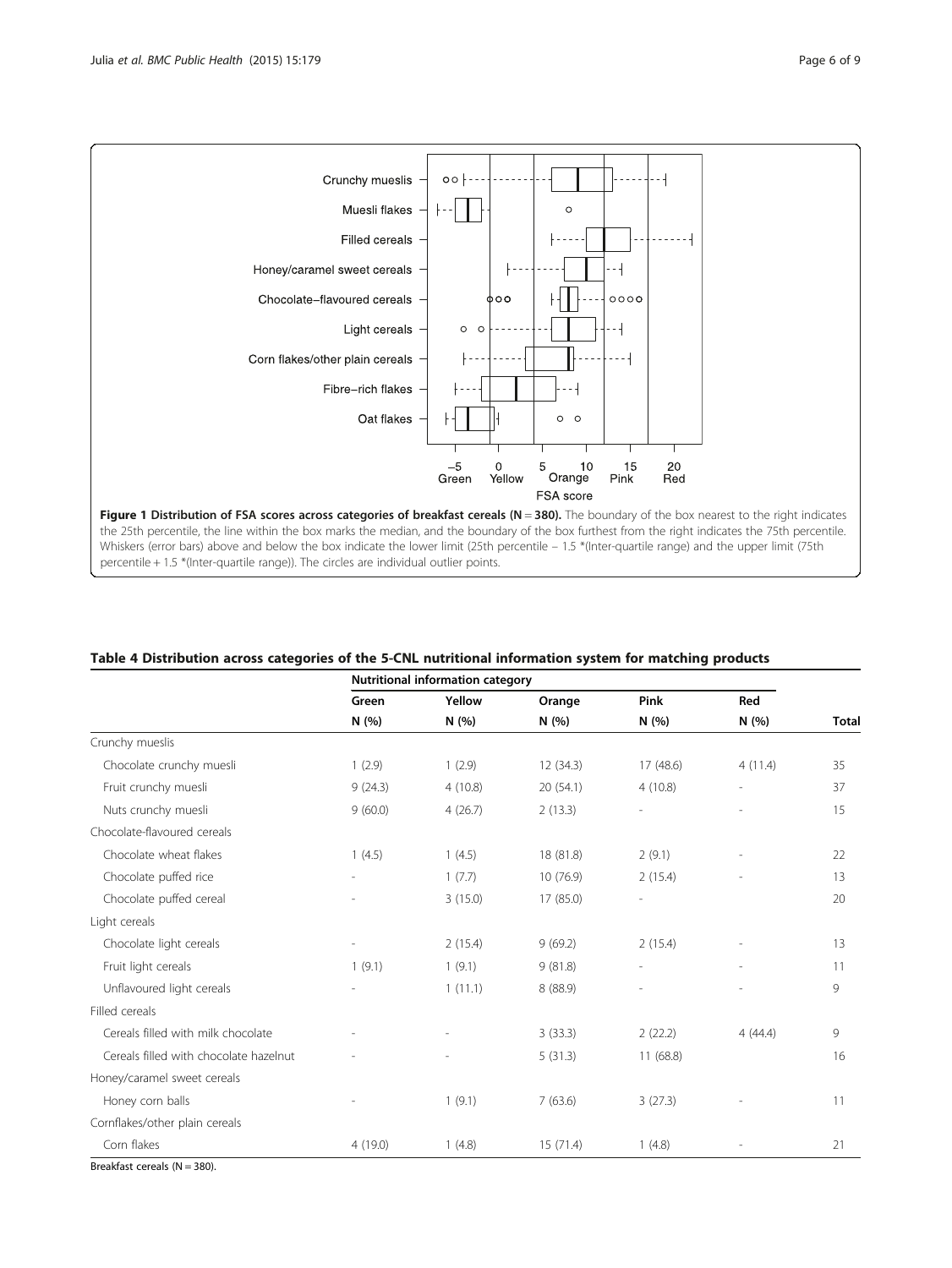Crunchy mueslis
Muesli flakes
Filled cereals
Honey/caramel sweet cereals
Chocolate–flavoured cereals
Light cereals
Corn flakes/other plain cereals
Fibre–rich flakes
Oat flakes

−5 Green
0 Yellow
5
10 Orange
15 Pink
20 Red

FSA score

**Figure 1 Distribution of FSA scores across categories of breakfast cereals (N = 380).** The boundary of the box nearest to the right indicates the 25th percentile, the line within the box marks the median, and the boundary of the box furthest from the right indicates the 75th percentile. Whiskers (error bars) above and below the box indicate the lower limit (25th percentile – 1.5 *(Inter-quartile range) and the upper limit (75th percentile + 1.5 *(Inter-quartile range)). The circles are individual outlier points.

**Table 4 Distribution across categories of the 5-CNL nutritional information system for matching products**

| | Nutritional information category | | | | | |
|---|---|---|---|---|---|---|
| | Green | Yellow | Orange | Pink | Red | |
| | N (%) | N (%) | N (%) | N (%) | N (%) | Total |
| Crunchy mueslis | | | | | | |
| Chocolate crunchy muesli | 1 (2.9) | 1 (2.9) | 12 (34.3) | 17 (48.6) | 4 (11.4) | 35 |
| Fruit crunchy muesli | 9 (24.3) | 4 (10.8) | 20 (54.1) | 4 (10.8) | - | 37 |
| Nuts crunchy muesli | 9 (60.0) | 4 (26.7) | 2 (13.3) | - | - | 15 |
| Chocolate-flavoured cereals | | | | | | |
| Chocolate wheat flakes | 1 (4.5) | 1 (4.5) | 18 (81.8) | 2 (9.1) | - | 22 |
| Chocolate puffed rice | - | 1 (7.7) | 10 (76.9) | 2 (15.4) | - | 13 |
| Chocolate puffed cereal | - | 3 (15.0) | 17 (85.0) | - | | 20 |
| Light cereals | | | | | | |
| Chocolate light cereals | - | 2 (15.4) | 9 (69.2) | 2 (15.4) | - | 13 |
| Fruit light cereals | 1 (9.1) | 1 (9.1) | 9 (81.8) | - | - | 11 |
| Unflavoured light cereals | - | 1 (11.1) | 8 (88.9) | - | - | 9 |
| Filled cereals | | | | | | |
| Cereals filled with milk chocolate | - | - | 3 (33.3) | 2 (22.2) | 4 (44.4) | 9 |
| Cereals filled with chocolate hazelnut | - | - | 5 (31.3) | 11 (68.8) | | 16 |
| Honey/caramel sweet cereals | | | | | | |
| Honey corn balls | - | 1 (9.1) | 7 (63.6) | 3 (27.3) | - | 11 |
| Cornflakes/other plain cereals | | | | | | |
| Corn flakes | 4 (19.0) | 1 (4.8) | 15 (71.4) | 1 (4.8) | - | 21 |

Breakfast cereals (N = 380).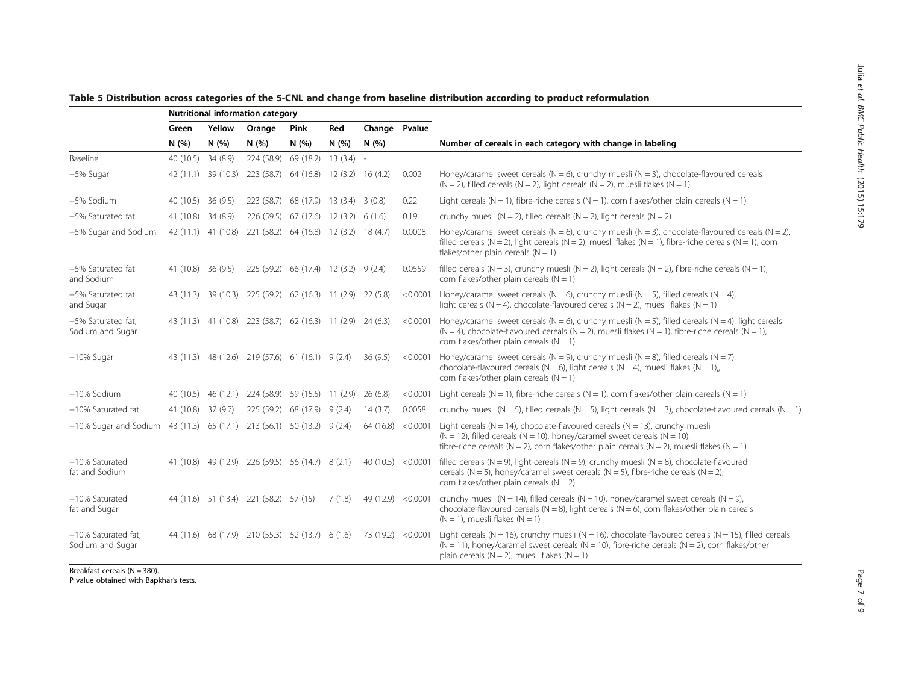**Table 5 Distribution across categories of the 5-CNL and change from baseline distribution according to product reformulation**

| | Nutritional information category | | | | | | | |
|---|---|---|---|---|---|---|---|---|
| | Green | Yellow | Orange | Pink | Red | Change | Pvalue | |
| | N (%) | N (%) | N (%) | N (%) | N (%) | N (%) | | Number of cereals in each category with change in labeling |
| Baseline | 40 (10.5) | 34 (8.9) | 224 (58.9) | 69 (18.2) | 13 (3.4) | - | | |
| −5% Sugar | 42 (11.1) | 39 (10.3) | 223 (58.7) | 64 (16.8) | 12 (3.2) | 16 (4.2) | 0.002 | Honey/caramel sweet cereals (N = 6), crunchy muesli (N = 3), chocolate-flavoured cereals (N = 2), filled cereals (N = 2), light cereals (N = 2), muesli flakes (N = 1) |
| −5% Sodium | 40 (10.5) | 36 (9.5) | 223 (58.7) | 68 (17.9) | 13 (3.4) | 3 (0.8) | 0.22 | Light cereals (N = 1), fibre-riche cereals (N = 1), corn flakes/other plain cereals (N = 1) |
| −5% Saturated fat | 41 (10.8) | 34 (8.9) | 226 (59.5) | 67 (17.6) | 12 (3.2) | 6 (1.6) | 0.19 | crunchy muesli (N = 2), filled cereals (N = 2), light cereals (N = 2) |
| −5% Sugar and Sodium | 42 (11.1) | 41 (10.8) | 221 (58.2) | 64 (16.8) | 12 (3.2) | 18 (4.7) | 0.0008 | Honey/caramel sweet cereals (N = 6), crunchy muesli (N = 3), chocolate-flavoured cereals (N = 2), filled cereals (N = 2), light cereals (N = 2), muesli flakes (N = 1), fibre-riche cereals (N = 1), corn flakes/other plain cereals (N = 1) |
| −5% Saturated fat and Sodium | 41 (10.8) | 36 (9.5) | 225 (59.2) | 66 (17.4) | 12 (3.2) | 9 (2.4) | 0.0559 | filled cereals (N = 3), crunchy muesli (N = 2), light cereals (N = 2), fibre-riche cereals (N = 1), corn flakes/other plain cereals (N = 1) |
| −5% Saturated fat and Sugar | 43 (11.3) | 39 (10.3) | 225 (59.2) | 62 (16.3) | 11 (2.9) | 22 (5.8) | <0.0001 | Honey/caramel sweet cereals (N = 6), crunchy muesli (N = 5), filled cereals (N = 4), light cereals (N = 4), chocolate-flavoured cereals (N = 2), muesli flakes (N = 1) |
| −5% Saturated fat, Sodium and Sugar | 43 (11.3) | 41 (10.8) | 223 (58.7) | 62 (16.3) | 11 (2.9) | 24 (6.3) | <0.0001 | Honey/caramel sweet cereals (N = 6), crunchy muesli (N = 5), filled cereals (N = 4), light cereals (N = 4), chocolate-flavoured cereals (N = 2), muesli flakes (N = 1), fibre-riche cereals (N = 1), corn flakes/other plain cereals (N = 1) |
| −10% Sugar | 43 (11.3) | 48 (12.6) | 219 (57.6) | 61 (16.1) | 9 (2.4) | 36 (9.5) | <0.0001 | Honey/caramel sweet cereals (N = 9), crunchy muesli (N = 8), filled cereals (N = 7), chocolate-flavoured cereals (N = 6), light cereals (N = 4), muesli flakes (N = 1),, corn flakes/other plain cereals (N = 1) |
| −10% Sodium | 40 (10.5) | 46 (12.1) | 224 (58.9) | 59 (15.5) | 11 (2.9) | 26 (6.8) | <0.0001 | Light cereals (N = 1), fibre-riche cereals (N = 1), corn flakes/other plain cereals (N = 1) |
| −10% Saturated fat | 41 (10.8) | 37 (9.7) | 225 (59.2) | 68 (17.9) | 9 (2.4) | 14 (3.7) | 0.0058 | crunchy muesli (N = 5), filled cereals (N = 5), light cereals (N = 3), chocolate-flavoured cereals (N = 1) |
| −10% Sugar and Sodium | 43 (11.3) | 65 (17.1) | 213 (56.1) | 50 (13.2) | 9 (2.4) | 64 (16.8) | <0.0001 | Light cereals (N = 14), chocolate-flavoured cereals (N = 13), crunchy muesli (N = 12), filled cereals (N = 10), honey/caramel sweet cereals (N = 10), fibre-riche cereals (N = 2), corn flakes/other plain cereals (N = 2), muesli flakes (N = 1) |
| −10% Saturated fat and Sodium | 41 (10.8) | 49 (12.9) | 226 (59.5) | 56 (14.7) | 8 (2.1) | 40 (10.5) | <0.0001 | filled cereals (N = 9), light cereals (N = 9), crunchy muesli (N = 8), chocolate-flavoured cereals (N = 5), honey/caramel sweet cereals (N = 5), fibre-riche cereals (N = 2), corn flakes/other plain cereals (N = 2) |
| −10% Saturated fat and Sugar | 44 (11.6) | 51 (13.4) | 221 (58.2) | 57 (15) | 7 (1.8) | 49 (12.9) | <0.0001 | crunchy muesli (N = 14), filled cereals (N = 10), honey/caramel sweet cereals (N = 9), chocolate-flavoured cereals (N = 8), light cereals (N = 6), corn flakes/other plain cereals (N = 1), muesli flakes (N = 1) |
| −10% Saturated fat, Sodium and Sugar | 44 (11.6) | 68 (17.9) | 210 (55.3) | 52 (13.7) | 6 (1.6) | 73 (19.2) | <0.0001 | Light cereals (N = 16), crunchy muesli (N = 16), chocolate-flavoured cereals (N = 15), filled cereals (N = 11), honey/caramel sweet cereals (N = 10), fibre-riche cereals (N = 2), corn flakes/other plain cereals (N = 2), muesli flakes (N = 1) |

Breakfast cereals (N = 380).
P value obtained with Bapkhar's tests.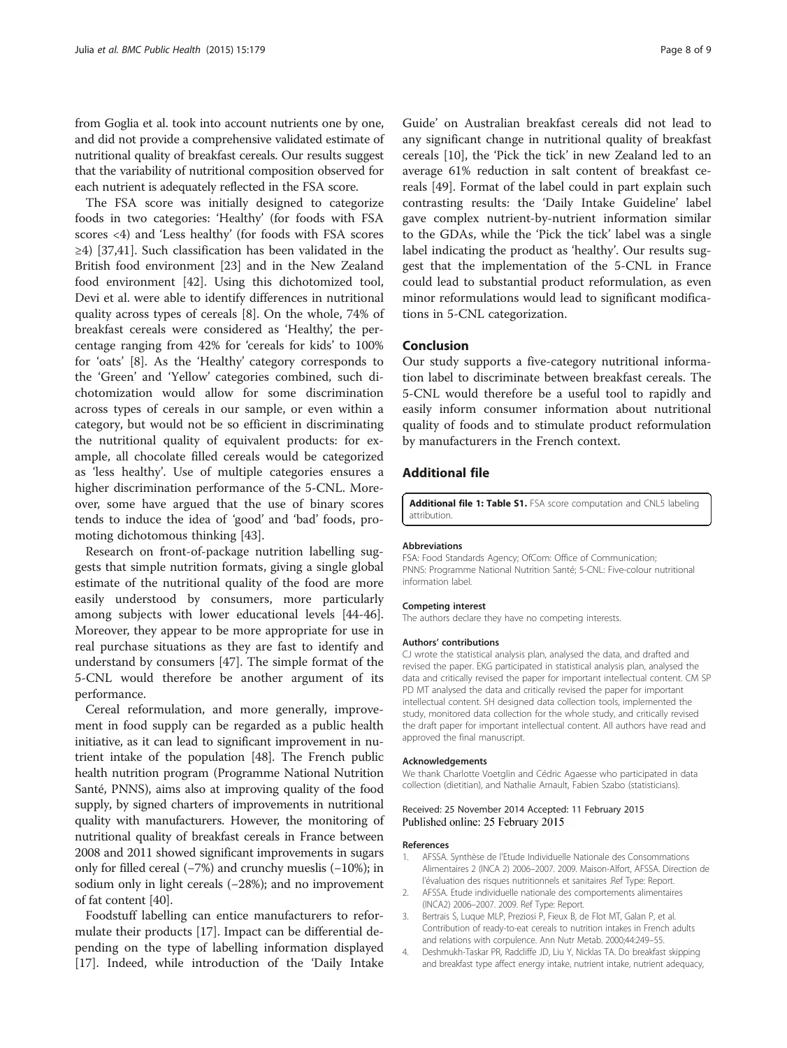from Goglia et al. took into account nutrients one by one, and did not provide a comprehensive validated estimate of nutritional quality of breakfast cereals. Our results suggest that the variability of nutritional composition observed for each nutrient is adequately reflected in the FSA score.

The FSA score was initially designed to categorize foods in two categories: 'Healthy' (for foods with FSA scores <4) and 'Less healthy' (for foods with FSA scores ≥4) [37,41]. Such classification has been validated in the British food environment [23] and in the New Zealand food environment [42]. Using this dichotomized tool, Devi et al. were able to identify differences in nutritional quality across types of cereals [8]. On the whole, 74% of breakfast cereals were considered as 'Healthy', the percentage ranging from 42% for 'cereals for kids' to 100% for 'oats' [8]. As the 'Healthy' category corresponds to the 'Green' and 'Yellow' categories combined, such dichotomization would allow for some discrimination across types of cereals in our sample, or even within a category, but would not be so efficient in discriminating the nutritional quality of equivalent products: for example, all chocolate filled cereals would be categorized as 'less healthy'. Use of multiple categories ensures a higher discrimination performance of the 5-CNL. Moreover, some have argued that the use of binary scores tends to induce the idea of 'good' and 'bad' foods, promoting dichotomous thinking [43].

Research on front-of-package nutrition labelling suggests that simple nutrition formats, giving a single global estimate of the nutritional quality of the food are more easily understood by consumers, more particularly among subjects with lower educational levels [44-46]. Moreover, they appear to be more appropriate for use in real purchase situations as they are fast to identify and understand by consumers [47]. The simple format of the 5-CNL would therefore be another argument of its performance.

Cereal reformulation, and more generally, improvement in food supply can be regarded as a public health initiative, as it can lead to significant improvement in nutrient intake of the population [48]. The French public health nutrition program (Programme National Nutrition Santé, PNNS), aims also at improving quality of the food supply, by signed charters of improvements in nutritional quality with manufacturers. However, the monitoring of nutritional quality of breakfast cereals in France between 2008 and 2011 showed significant improvements in sugars only for filled cereal (−7%) and crunchy mueslis (−10%); in sodium only in light cereals (−28%); and no improvement of fat content [40].

Foodstuff labelling can entice manufacturers to reformulate their products [17]. Impact can be differential depending on the type of labelling information displayed [17]. Indeed, while introduction of the 'Daily Intake Guide' on Australian breakfast cereals did not lead to any significant change in nutritional quality of breakfast cereals [10], the 'Pick the tick' in new Zealand led to an average 61% reduction in salt content of breakfast cereals [49]. Format of the label could in part explain such contrasting results: the 'Daily Intake Guideline' label gave complex nutrient-by-nutrient information similar to the GDAs, while the 'Pick the tick' label was a single label indicating the product as 'healthy'. Our results suggest that the implementation of the 5-CNL in France could lead to substantial product reformulation, as even minor reformulations would lead to significant modifications in 5-CNL categorization.

## Conclusion

Our study supports a five-category nutritional information label to discriminate between breakfast cereals. The 5-CNL would therefore be a useful tool to rapidly and easily inform consumer information about nutritional quality of foods and to stimulate product reformulation by manufacturers in the French context.

## Additional file

**Additional file 1: Table S1.** FSA score computation and CNL5 labeling attribution.

#### Abbreviations

FSA: Food Standards Agency; OfCom: Office of Communication; PNNS: Programme National Nutrition Santé; 5-CNL: Five-colour nutritional information label.

#### Competing interest

The authors declare they have no competing interests.

#### Authors' contributions

CJ wrote the statistical analysis plan, analysed the data, and drafted and revised the paper. EKG participated in statistical analysis plan, analysed the data and critically revised the paper for important intellectual content. CM SP PD MT analysed the data and critically revised the paper for important intellectual content. SH designed data collection tools, implemented the study, monitored data collection for the whole study, and critically revised the draft paper for important intellectual content. All authors have read and approved the final manuscript.

#### Acknowledgements

We thank Charlotte Voetglin and Cédric Agaesse who participated in data collection (dietitian), and Nathalie Arnault, Fabien Szabo (statisticians).

Received: 25 November 2014 Accepted: 11 February 2015
Published online: 25 February 2015

#### References

1. AFSSA. Synthèse de l'Etude Individuelle Nationale des Consommations Alimentaires 2 (INCA 2) 2006–2007. 2009. Maison-Alfort, AFSSA. Direction de l'évaluation des risques nutritionnels et sanitaires .Ref Type: Report.
2. AFSSA. Etude individuelle nationale des comportements alimentaires (INCA2) 2006–2007. 2009. Ref Type: Report.
3. Bertrais S, Luque MLP, Preziosi P, Fieux B, de Flot MT, Galan P, et al. Contribution of ready-to-eat cereals to nutrition intakes in French adults and relations with corpulence. Ann Nutr Metab. 2000;44:249–55.
4. Deshmukh-Taskar PR, Radcliffe JD, Liu Y, Nicklas TA. Do breakfast skipping and breakfast type affect energy intake, nutrient intake, nutrient adequacy,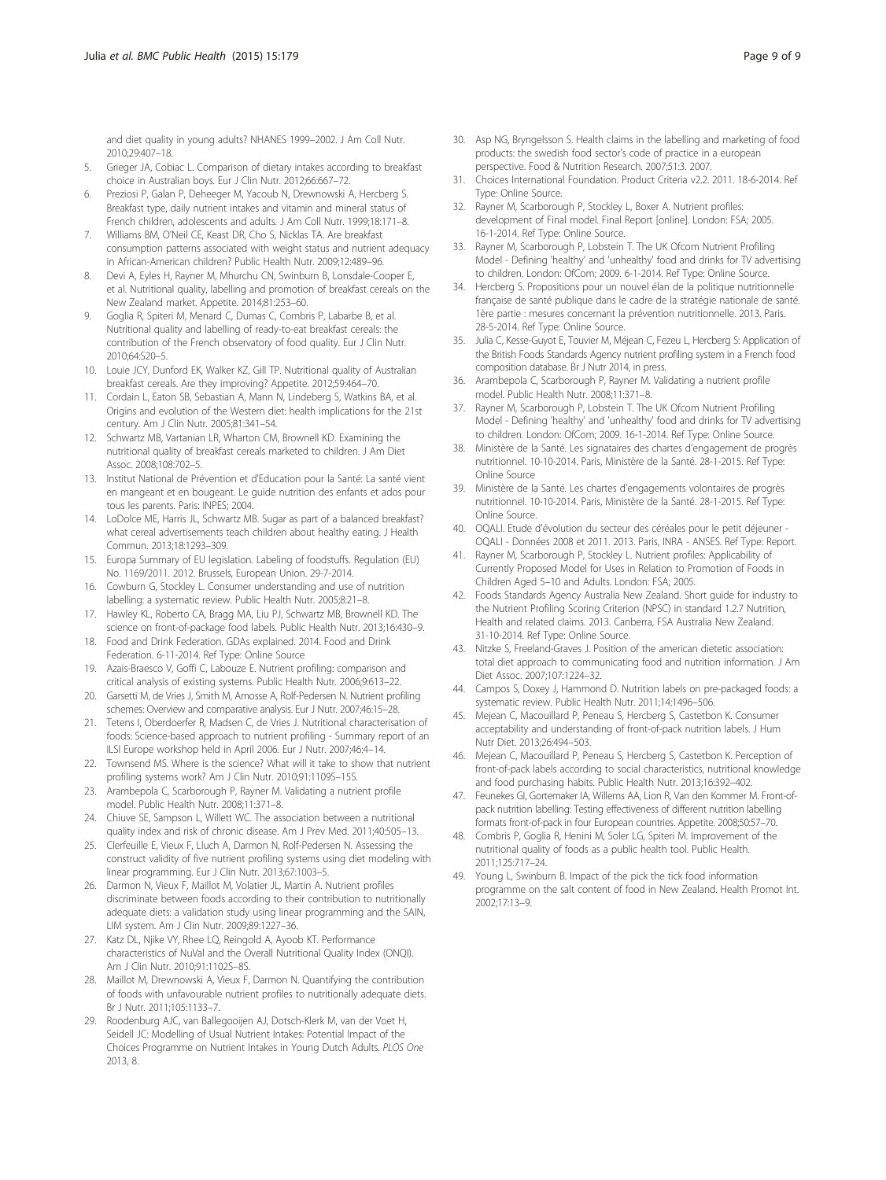and diet quality in young adults? NHANES 1999–2002. J Am Coll Nutr. 2010;29:407–18.

5. Grieger JA, Cobiac L. Comparison of dietary intakes according to breakfast choice in Australian boys. Eur J Clin Nutr. 2012;66:667–72.
6. Preziosi P, Galan P, Deheeger M, Yacoub N, Drewnowski A, Hercberg S. Breakfast type, daily nutrient intakes and vitamin and mineral status of French children, adolescents and adults. J Am Coll Nutr. 1999;18:171–8.
7. Williams BM, O'Neil CE, Keast DR, Cho S, Nicklas TA. Are breakfast consumption patterns associated with weight status and nutrient adequacy in African-American children? Public Health Nutr. 2009;12:489–96.
8. Devi A, Eyles H, Rayner M, Mhurchu CN, Swinburn B, Lonsdale-Cooper E, et al. Nutritional quality, labelling and promotion of breakfast cereals on the New Zealand market. Appetite. 2014;81:253–60.
9. Goglia R, Spiteri M, Menard C, Dumas C, Combris P, Labarbe B, et al. Nutritional quality and labelling of ready-to-eat breakfast cereals: the contribution of the French observatory of food quality. Eur J Clin Nutr. 2010;64:S20–5.
10. Louie JCY, Dunford EK, Walker KZ, Gill TP. Nutritional quality of Australian breakfast cereals. Are they improving? Appetite. 2012;59:464–70.
11. Cordain L, Eaton SB, Sebastian A, Mann N, Lindeberg S, Watkins BA, et al. Origins and evolution of the Western diet: health implications for the 21st century. Am J Clin Nutr. 2005;81:341–54.
12. Schwartz MB, Vartanian LR, Wharton CM, Brownell KD. Examining the nutritional quality of breakfast cereals marketed to children. J Am Diet Assoc. 2008;108:702–5.
13. Institut National de Prévention et d'Education pour la Santé: La santé vient en mangeant et en bougeant. Le guide nutrition des enfants et ados pour tous les parents. Paris: INPES; 2004.
14. LoDolce ME, Harris JL, Schwartz MB. Sugar as part of a balanced breakfast? what cereal advertisements teach children about healthy eating. J Health Commun. 2013;18:1293–309.
15. Europa Summary of EU legislation. Labeling of foodstuffs. Regulation (EU) No. 1169/2011. 2012. Brussels, European Union. 29-7-2014.
16. Cowburn G, Stockley L. Consumer understanding and use of nutrition labelling: a systematic review. Public Health Nutr. 2005;8:21–8.
17. Hawley KL, Roberto CA, Bragg MA, Liu PJ, Schwartz MB, Brownell KD. The science on front-of-package food labels. Public Health Nutr. 2013;16:430–9.
18. Food and Drink Federation. GDAs explained. 2014. Food and Drink Federation. 6-11-2014. Ref Type: Online Source
19. Azais-Braesco V, Goffi C, Labouze E. Nutrient profiling: comparison and critical analysis of existing systems. Public Health Nutr. 2006;9:613–22.
20. Garsetti M, de Vries J, Smith M, Amosse A, Rolf-Pedersen N. Nutrient profiling schemes: Overview and comparative analysis. Eur J Nutr. 2007;46:15–28.
21. Tetens I, Oberdoerfer R, Madsen C, de Vries J. Nutritional characterisation of foods: Science-based approach to nutrient profiling - Summary report of an ILSI Europe workshop held in April 2006. Eur J Nutr. 2007;46:4–14.
22. Townsend MS. Where is the science? What will it take to show that nutrient profiling systems work? Am J Clin Nutr. 2010;91:1109S–15S.
23. Arambepola C, Scarborough P, Rayner M. Validating a nutrient profile model. Public Health Nutr. 2008;11:371–8.
24. Chiuve SE, Sampson L, Willett WC. The association between a nutritional quality index and risk of chronic disease. Am J Prev Med. 2011;40:505–13.
25. Clerfeuille E, Vieux F, Lluch A, Darmon N, Rolf-Pedersen N. Assessing the construct validity of five nutrient profiling systems using diet modeling with linear programming. Eur J Clin Nutr. 2013;67:1003–5.
26. Darmon N, Vieux F, Maillot M, Volatier JL, Martin A. Nutrient profiles discriminate between foods according to their contribution to nutritionally adequate diets: a validation study using linear programming and the SAIN, LIM system. Am J Clin Nutr. 2009;89:1227–36.
27. Katz DL, Njike VY, Rhee LQ, Reingold A, Ayoob KT. Performance characteristics of NuVal and the Overall Nutritional Quality Index (ONQI). Am J Clin Nutr. 2010;91:1102S–8S.
28. Maillot M, Drewnowski A, Vieux F, Darmon N. Quantifying the contribution of foods with unfavourable nutrient profiles to nutritionally adequate diets. Br J Nutr. 2011;105:1133–7.
29. Roodenburg AJC, van Ballegooijen AJ, Dotsch-Klerk M, van der Voet H, Seidell JC: Modelling of Usual Nutrient Intakes: Potential Impact of the Choices Programme on Nutrient Intakes in Young Dutch Adults. *PLOS One* 2013, 8.
30. Asp NG, Bryngelsson S. Health claims in the labelling and marketing of food products: the swedish food sector's code of practice in a european perspective. Food & Nutrition Research. 2007;51:3. 2007.
31. Choices International Foundation. Product Criteria v2.2. 2011. 18-6-2014. Ref Type: Online Source.
32. Rayner M, Scarborough P, Stockley L, Boxer A. Nutrient profiles: development of Final model. Final Report [online]. London: FSA; 2005. 16-1-2014. Ref Type: Online Source.
33. Rayner M, Scarborough P, Lobstein T. The UK Ofcom Nutrient Profiling Model - Defining 'healthy' and 'unhealthy' food and drinks for TV advertising to children. London: OfCom; 2009. 6-1-2014. Ref Type: Online Source.
34. Hercberg S. Propositions pour un nouvel élan de la politique nutritionnelle française de santé publique dans le cadre de la stratégie nationale de santé. 1ère partie : mesures concernant la prévention nutritionnelle. 2013. Paris. 28-5-2014. Ref Type: Online Source.
35. Julia C, Kesse-Guyot E, Touvier M, Méjean C, Fezeu L, Hercberg S: Application of the British Foods Standards Agency nutrient profiling system in a French food composition database. Br J Nutr 2014, in press.
36. Arambepola C, Scarborough P, Rayner M. Validating a nutrient profile model. Public Health Nutr. 2008;11:371–8.
37. Rayner M, Scarborough P, Lobstein T. The UK Ofcom Nutrient Profiling Model - Defining 'healthy' and 'unhealthy' food and drinks for TV advertising to children. London: OfCom; 2009. 16-1-2014. Ref Type: Online Source.
38. Ministère de la Santé. Les signataires des chartes d'engagement de progrès nutritionnel. 10-10-2014. Paris, Ministère de la Santé. 28-1-2015. Ref Type: Online Source
39. Ministère de la Santé. Les chartes d'engagements volontaires de progrès nutritionnel. 10-10-2014. Paris, Ministère de la Santé. 28-1-2015. Ref Type: Online Source.
40. OQALI. Etude d'évolution du secteur des céréales pour le petit déjeuner - OQALI - Données 2008 et 2011. 2013. Paris, INRA - ANSES. Ref Type: Report.
41. Rayner M, Scarborough P, Stockley L. Nutrient profiles: Applicability of Currently Proposed Model for Uses in Relation to Promotion of Foods in Children Aged 5–10 and Adults. London: FSA; 2005.
42. Foods Standards Agency Australia New Zealand. Short guide for industry to the Nutrient Profiling Scoring Criterion (NPSC) in standard 1.2.7 Nutrition, Health and related claims. 2013. Canberra, FSA Australia New Zealand. 31-10-2014. Ref Type: Online Source.
43. Nitzke S, Freeland-Graves J. Position of the american dietetic association: total diet approach to communicating food and nutrition information. J Am Diet Assoc. 2007;107:1224–32.
44. Campos S, Doxey J, Hammond D. Nutrition labels on pre-packaged foods: a systematic review. Public Health Nutr. 2011;14:1496–506.
45. Mejean C, Macouillard P, Peneau S, Hercberg S, Castetbon K. Consumer acceptability and understanding of front-of-pack nutrition labels. J Hum Nutr Diet. 2013;26:494–503.
46. Mejean C, Macouillard P, Peneau S, Hercberg S, Castetbon K. Perception of front-of-pack labels according to social characteristics, nutritional knowledge and food purchasing habits. Public Health Nutr. 2013;16:392–402.
47. Feunekes GI, Gortemaker IA, Willems AA, Lion R, Van den Kommer M. Front-of-pack nutrition labelling: Testing effectiveness of different nutrition labelling formats front-of-pack in four European countries. Appetite. 2008;50:57–70.
48. Combris P, Goglia R, Henini M, Soler LG, Spiteri M. Improvement of the nutritional quality of foods as a public health tool. Public Health. 2011;125:717–24.
49. Young L, Swinburn B. Impact of the pick the tick food information programme on the salt content of food in New Zealand. Health Promot Int. 2002;17:13–9.